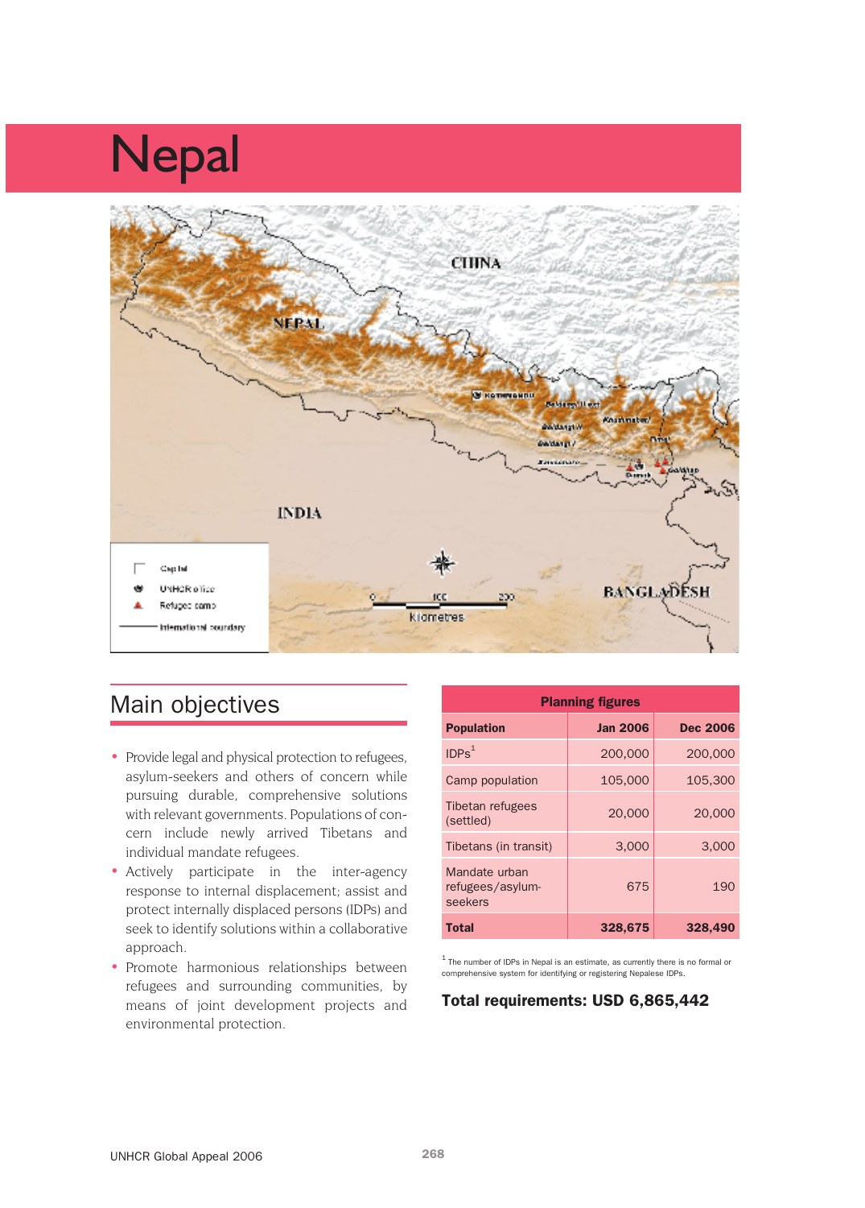# Nepal

## Main objectives

- Provide legal and physical protection to refugees, asylum-seekers and others of concern while pursuing durable, comprehensive solutions with relevant governments. Populations of concern include newly arrived Tibetans and individual mandate refugees.
- Actively participate in the inter-agency response to internal displacement; assist and protect internally displaced persons (IDPs) and seek to identify solutions within a collaborative approach.
- Promote harmonious relationships between refugees and surrounding communities, by means of joint development projects and environmental protection.

| Planning figures | | |
|---|---|---|
| **Population** | **Jan 2006** | **Dec 2006** |
| IDPs[1] | 200,000 | 200,000 |
| Camp population | 105,000 | 105,300 |
| Tibetan refugees (settled) | 20,000 | 20,000 |
| Tibetans (in transit) | 3,000 | 3,000 |
| Mandate urban refugees/asylum-seekers | 675 | 190 |
| **Total** | **328,675** | **328,490** |

[1] The number of IDPs in Nepal is an estimate, as currently there is no formal or comprehensive system for identifying or registering Nepalese IDPs.

**Total requirements: USD 6,865,442**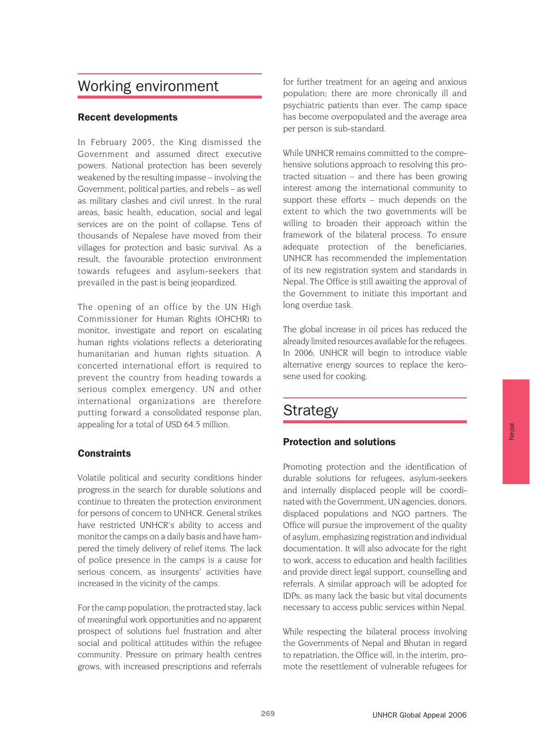## Working environment

### Recent developments

In February 2005, the King dismissed the Government and assumed direct executive powers. National protection has been severely weakened by the resulting impasse – involving the Government, political parties, and rebels – as well as military clashes and civil unrest. In the rural areas, basic health, education, social and legal services are on the point of collapse. Tens of thousands of Nepalese have moved from their villages for protection and basic survival. As a result, the favourable protection environment towards refugees and asylum-seekers that prevailed in the past is being jeopardized.

The opening of an office by the UN High Commissioner for Human Rights (OHCHR) to monitor, investigate and report on escalating human rights violations reflects a deteriorating humanitarian and human rights situation. A concerted international effort is required to prevent the country from heading towards a serious complex emergency. UN and other international organizations are therefore putting forward a consolidated response plan, appealing for a total of USD 64.5 million.

### Constraints

Volatile political and security conditions hinder progress in the search for durable solutions and continue to threaten the protection environment for persons of concern to UNHCR. General strikes have restricted UNHCR's ability to access and monitor the camps on a daily basis and have hampered the timely delivery of relief items. The lack of police presence in the camps is a cause for serious concern, as insurgents' activities have increased in the vicinity of the camps.

For the camp population, the protracted stay, lack of meaningful work opportunities and no apparent prospect of solutions fuel frustration and alter social and political attitudes within the refugee community. Pressure on primary health centres grows, with increased prescriptions and referrals for further treatment for an ageing and anxious population; there are more chronically ill and psychiatric patients than ever. The camp space has become overpopulated and the average area per person is sub-standard.

While UNHCR remains committed to the comprehensive solutions approach to resolving this protracted situation – and there has been growing interest among the international community to support these efforts – much depends on the extent to which the two governments will be willing to broaden their approach within the framework of the bilateral process. To ensure adequate protection of the beneficiaries, UNHCR has recommended the implementation of its new registration system and standards in Nepal. The Office is still awaiting the approval of the Government to initiate this important and long overdue task.

The global increase in oil prices has reduced the already limited resources available for the refugees. In 2006, UNHCR will begin to introduce viable alternative energy sources to replace the kerosene used for cooking.

## Strategy

### Protection and solutions

Promoting protection and the identification of durable solutions for refugees, asylum-seekers and internally displaced people will be coordinated with the Government, UN agencies, donors, displaced populations and NGO partners. The Office will pursue the improvement of the quality of asylum, emphasizing registration and individual documentation. It will also advocate for the right to work, access to education and health facilities and provide direct legal support, counselling and referrals. A similar approach will be adopted for IDPs, as many lack the basic but vital documents necessary to access public services within Nepal.

While respecting the bilateral process involving the Governments of Nepal and Bhutan in regard to repatriation, the Office will, in the interim, promote the resettlement of vulnerable refugees for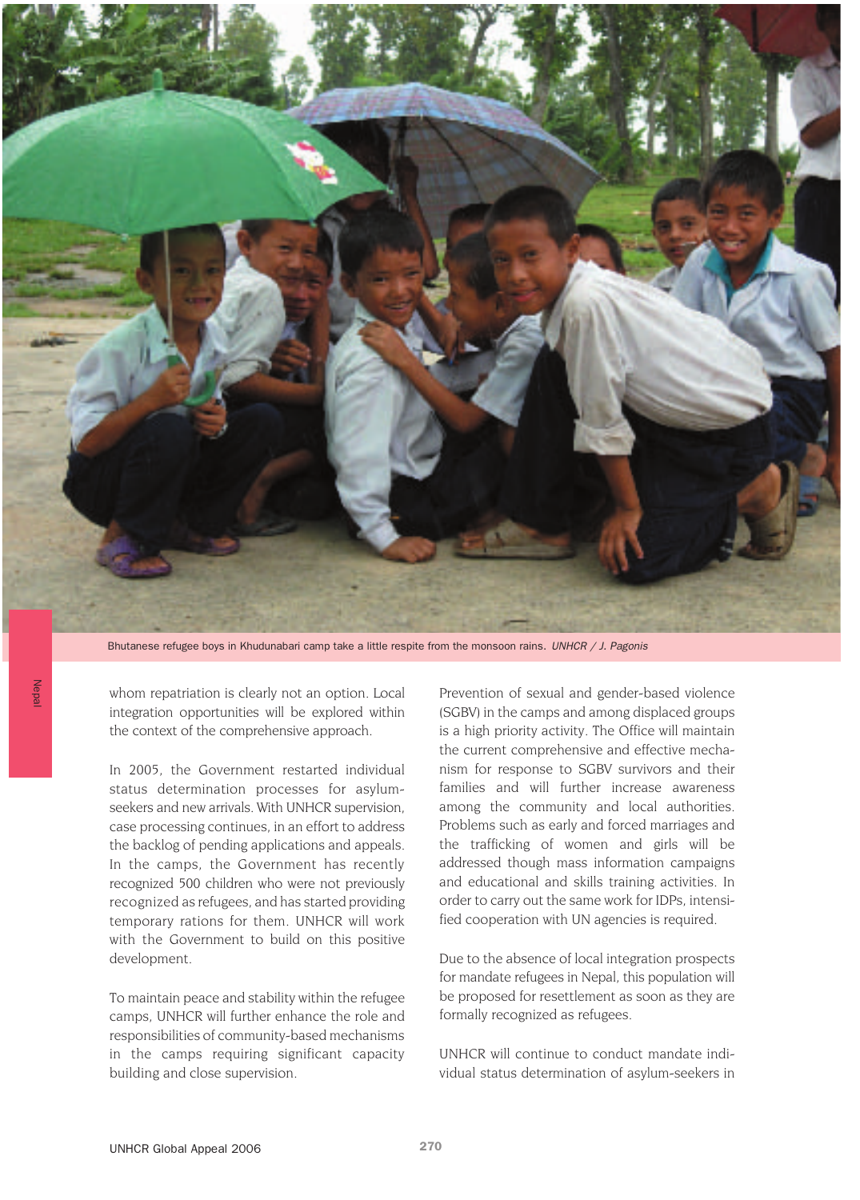Bhutanese refugee boys in Khudunabari camp take a little respite from the monsoon rains. *UNHCR / J. Pagonis*

whom repatriation is clearly not an option. Local integration opportunities will be explored within the context of the comprehensive approach.

In 2005, the Government restarted individual status determination processes for asylum-seekers and new arrivals. With UNHCR supervision, case processing continues, in an effort to address the backlog of pending applications and appeals. In the camps, the Government has recently recognized 500 children who were not previously recognized as refugees, and has started providing temporary rations for them. UNHCR will work with the Government to build on this positive development.

To maintain peace and stability within the refugee camps, UNHCR will further enhance the role and responsibilities of community-based mechanisms in the camps requiring significant capacity building and close supervision.

Prevention of sexual and gender-based violence (SGBV) in the camps and among displaced groups is a high priority activity. The Office will maintain the current comprehensive and effective mechanism for response to SGBV survivors and their families and will further increase awareness among the community and local authorities. Problems such as early and forced marriages and the trafficking of women and girls will be addressed though mass information campaigns and educational and skills training activities. In order to carry out the same work for IDPs, intensified cooperation with UN agencies is required.

Due to the absence of local integration prospects for mandate refugees in Nepal, this population will be proposed for resettlement as soon as they are formally recognized as refugees.

UNHCR will continue to conduct mandate individual status determination of asylum-seekers in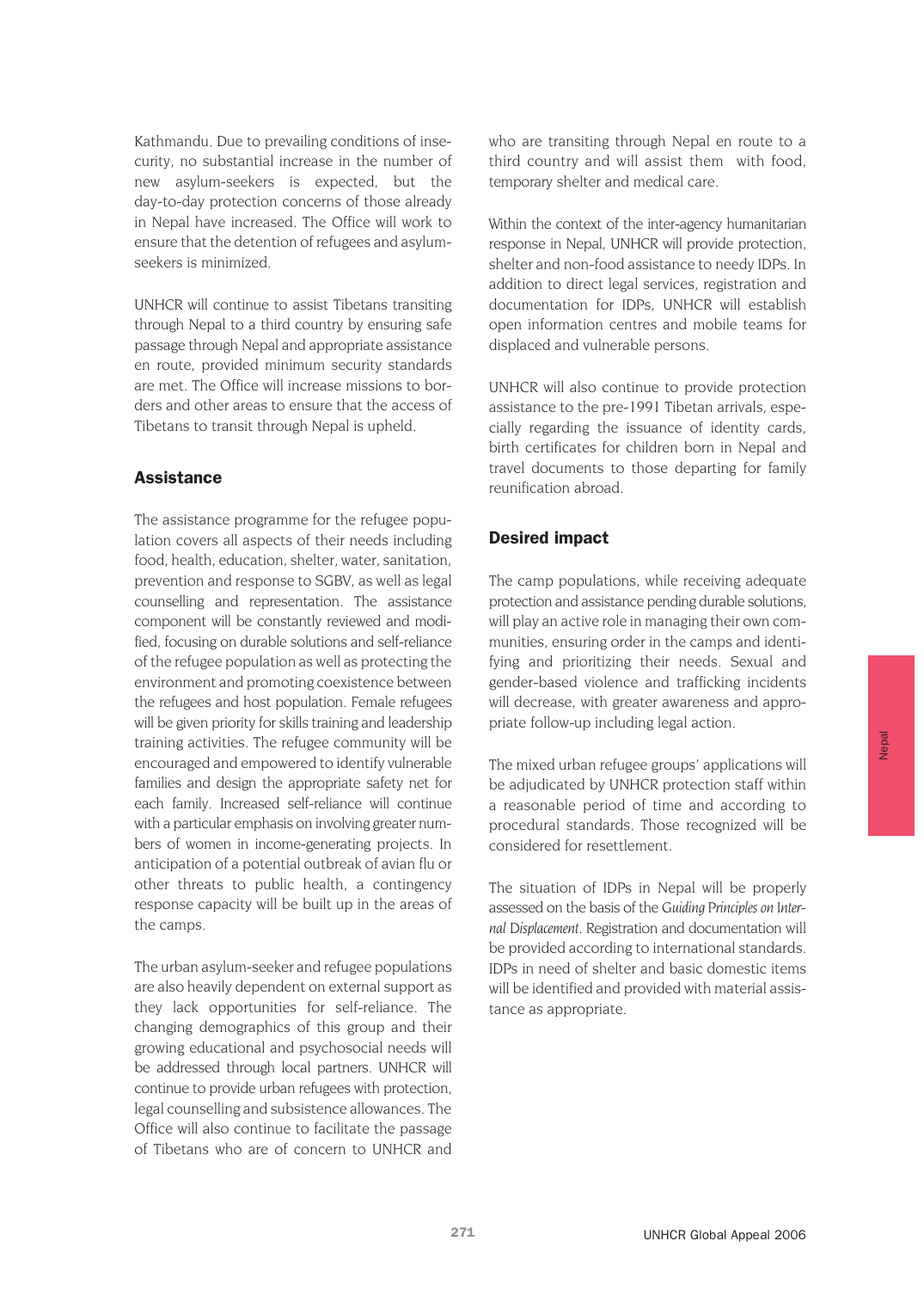Kathmandu. Due to prevailing conditions of insecurity, no substantial increase in the number of new asylum-seekers is expected, but the day-to-day protection concerns of those already in Nepal have increased. The Office will work to ensure that the detention of refugees and asylum-seekers is minimized.

UNHCR will continue to assist Tibetans transiting through Nepal to a third country by ensuring safe passage through Nepal and appropriate assistance en route, provided minimum security standards are met. The Office will increase missions to borders and other areas to ensure that the access of Tibetans to transit through Nepal is upheld.

## Assistance

The assistance programme for the refugee population covers all aspects of their needs including food, health, education, shelter, water, sanitation, prevention and response to SGBV, as well as legal counselling and representation. The assistance component will be constantly reviewed and modified, focusing on durable solutions and self-reliance of the refugee population as well as protecting the environment and promoting coexistence between the refugees and host population. Female refugees will be given priority for skills training and leadership training activities. The refugee community will be encouraged and empowered to identify vulnerable families and design the appropriate safety net for each family. Increased self-reliance will continue with a particular emphasis on involving greater numbers of women in income-generating projects. In anticipation of a potential outbreak of avian flu or other threats to public health, a contingency response capacity will be built up in the areas of the camps.

The urban asylum-seeker and refugee populations are also heavily dependent on external support as they lack opportunities for self-reliance. The changing demographics of this group and their growing educational and psychosocial needs will be addressed through local partners. UNHCR will continue to provide urban refugees with protection, legal counselling and subsistence allowances. The Office will also continue to facilitate the passage of Tibetans who are of concern to UNHCR and who are transiting through Nepal en route to a third country and will assist them with food, temporary shelter and medical care.

Within the context of the inter-agency humanitarian response in Nepal, UNHCR will provide protection, shelter and non-food assistance to needy IDPs. In addition to direct legal services, registration and documentation for IDPs, UNHCR will establish open information centres and mobile teams for displaced and vulnerable persons.

UNHCR will also continue to provide protection assistance to the pre-1991 Tibetan arrivals, especially regarding the issuance of identity cards, birth certificates for children born in Nepal and travel documents to those departing for family reunification abroad.

## Desired impact

The camp populations, while receiving adequate protection and assistance pending durable solutions, will play an active role in managing their own communities, ensuring order in the camps and identifying and prioritizing their needs. Sexual and gender-based violence and trafficking incidents will decrease, with greater awareness and appropriate follow-up including legal action.

The mixed urban refugee groups' applications will be adjudicated by UNHCR protection staff within a reasonable period of time and according to procedural standards. Those recognized will be considered for resettlement.

The situation of IDPs in Nepal will be properly assessed on the basis of the *Guiding Principles on Internal Displacement*. Registration and documentation will be provided according to international standards. IDPs in need of shelter and basic domestic items will be identified and provided with material assistance as appropriate.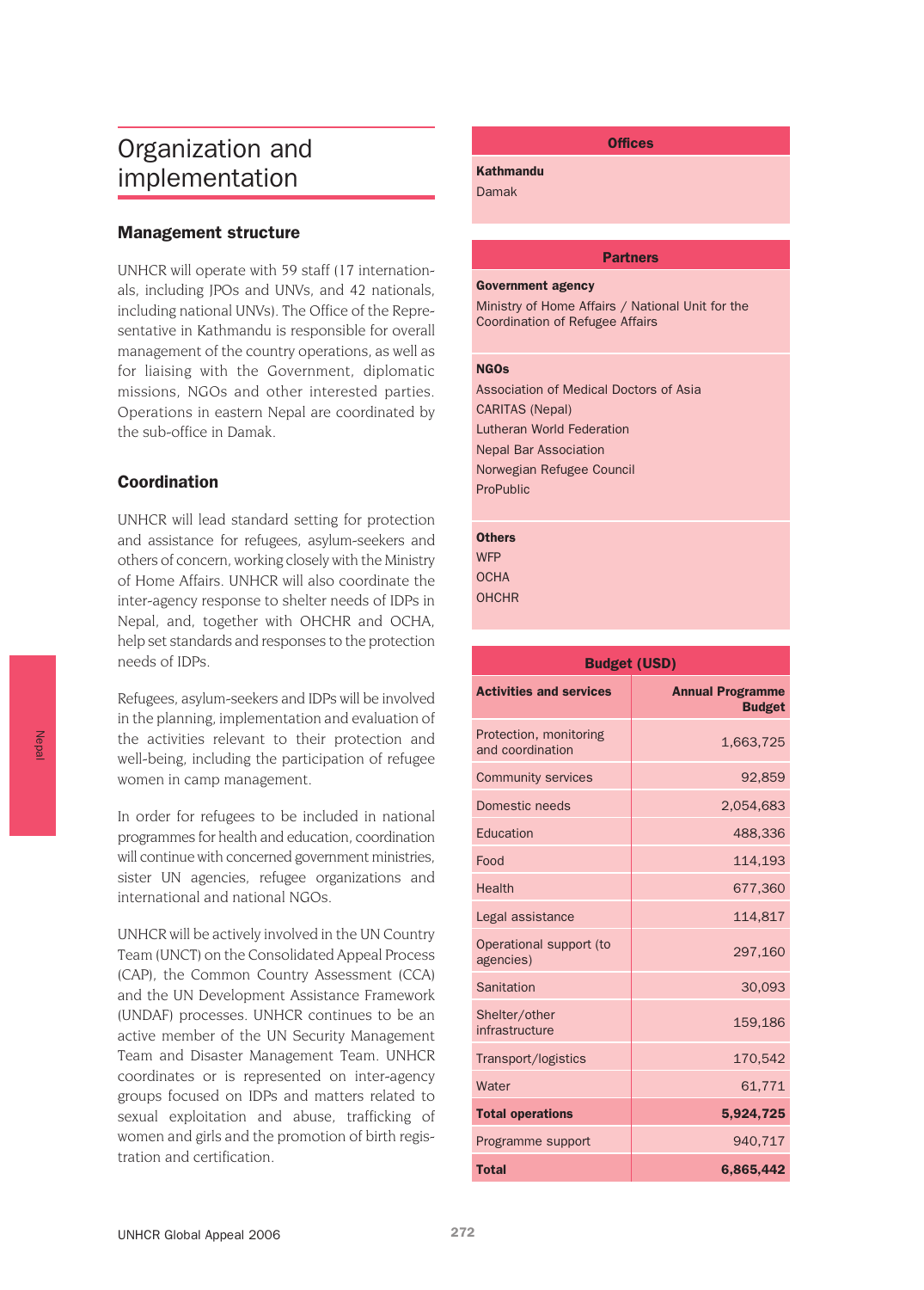# Organization and implementation

### Management structure

UNHCR will operate with 59 staff (17 internationals, including JPOs and UNVs, and 42 nationals, including national UNVs). The Office of the Representative in Kathmandu is responsible for overall management of the country operations, as well as for liaising with the Government, diplomatic missions, NGOs and other interested parties. Operations in eastern Nepal are coordinated by the sub-office in Damak.

### Coordination

UNHCR will lead standard setting for protection and assistance for refugees, asylum-seekers and others of concern, working closely with the Ministry of Home Affairs. UNHCR will also coordinate the inter-agency response to shelter needs of IDPs in Nepal, and, together with OHCHR and OCHA, help set standards and responses to the protection needs of IDPs.

Refugees, asylum-seekers and IDPs will be involved in the planning, implementation and evaluation of the activities relevant to their protection and well-being, including the participation of refugee women in camp management.

In order for refugees to be included in national programmes for health and education, coordination will continue with concerned government ministries, sister UN agencies, refugee organizations and international and national NGOs.

UNHCR will be actively involved in the UN Country Team (UNCT) on the Consolidated Appeal Process (CAP), the Common Country Assessment (CCA) and the UN Development Assistance Framework (UNDAF) processes. UNHCR continues to be an active member of the UN Security Management Team and Disaster Management Team. UNHCR coordinates or is represented on inter-agency groups focused on IDPs and matters related to sexual exploitation and abuse, trafficking of women and girls and the promotion of birth registration and certification.

**Offices**

Kathmandu

Damak

**Partners**

**Government agency**

Ministry of Home Affairs / National Unit for the Coordination of Refugee Affairs

**NGOs**

Association of Medical Doctors of Asia

CARITAS (Nepal)

Lutheran World Federation

Nepal Bar Association

Norwegian Refugee Council

ProPublic

**Others**

WFP

OCHA

OHCHR

**Budget (USD)**

| Activities and services | Annual Programme Budget |
|---|---|
| Protection, monitoring and coordination | 1,663,725 |
| Community services | 92,859 |
| Domestic needs | 2,054,683 |
| Education | 488,336 |
| Food | 114,193 |
| Health | 677,360 |
| Legal assistance | 114,817 |
| Operational support (to agencies) | 297,160 |
| Sanitation | 30,093 |
| Shelter/other infrastructure | 159,186 |
| Transport/logistics | 170,542 |
| Water | 61,771 |
| **Total operations** | **5,924,725** |
| Programme support | 940,717 |
| **Total** | **6,865,442** |